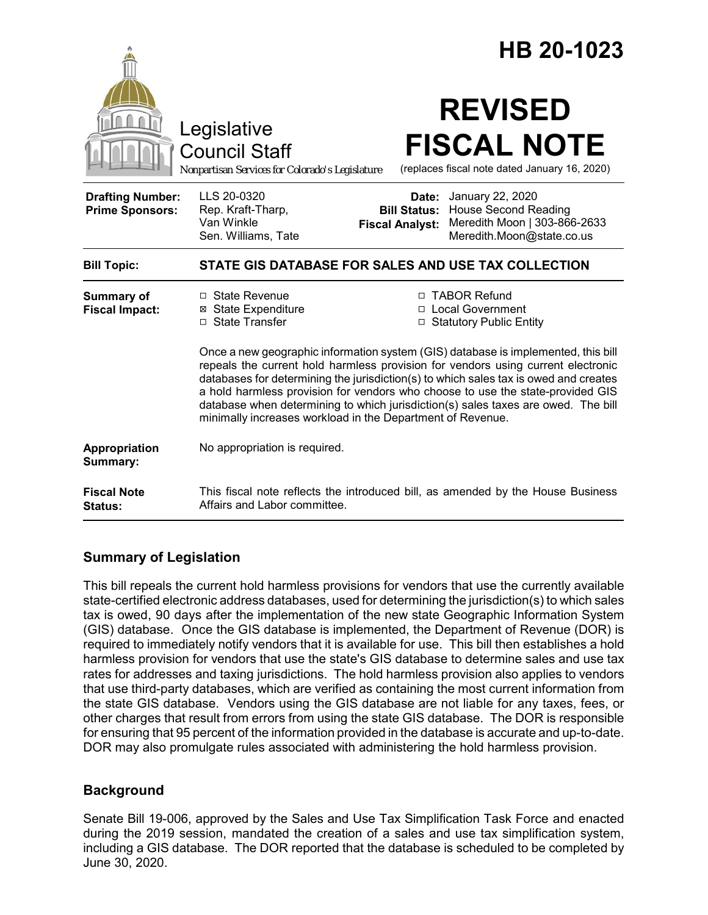# HB 20-1023

Legislative Council Staff

*Nonpartisan Services for Colorado's Legislature*

# REVISED FISCAL NOTE

(replaces fiscal note dated January 16, 2020)

| | | | |
|---|---|---|---|
| **Drafting Number:** | LLS 20-0320 | **Date:** | January 22, 2020 |
| **Prime Sponsors:** | Rep. Kraft-Tharp, Van Winkle<br>Sen. Williams, Tate | **Bill Status:** | House Second Reading |
| | | **Fiscal Analyst:** | Meredith Moon \| 303-866-2633<br>Meredith.Moon@state.co.us |

**Bill Topic:** **STATE GIS DATABASE FOR SALES AND USE TAX COLLECTION**

**Summary of Fiscal Impact:**

☐ State Revenue
☒ State Expenditure
☐ State Transfer
☐ TABOR Refund
☐ Local Government
☐ Statutory Public Entity

Once a new geographic information system (GIS) database is implemented, this bill repeals the current hold harmless provision for vendors using current electronic databases for determining the jurisdiction(s) to which sales tax is owed and creates a hold harmless provision for vendors who choose to use the state-provided GIS database when determining to which jurisdiction(s) sales taxes are owed. The bill minimally increases workload in the Department of Revenue.

**Appropriation Summary:** No appropriation is required.

**Fiscal Note Status:** This fiscal note reflects the introduced bill, as amended by the House Business Affairs and Labor committee.

## Summary of Legislation

This bill repeals the current hold harmless provisions for vendors that use the currently available state-certified electronic address databases, used for determining the jurisdiction(s) to which sales tax is owed, 90 days after the implementation of the new state Geographic Information System (GIS) database. Once the GIS database is implemented, the Department of Revenue (DOR) is required to immediately notify vendors that it is available for use. This bill then establishes a hold harmless provision for vendors that use the state's GIS database to determine sales and use tax rates for addresses and taxing jurisdictions. The hold harmless provision also applies to vendors that use third-party databases, which are verified as containing the most current information from the state GIS database. Vendors using the GIS database are not liable for any taxes, fees, or other charges that result from errors from using the state GIS database. The DOR is responsible for ensuring that 95 percent of the information provided in the database is accurate and up-to-date. DOR may also promulgate rules associated with administering the hold harmless provision.

## Background

Senate Bill 19-006, approved by the Sales and Use Tax Simplification Task Force and enacted during the 2019 session, mandated the creation of a sales and use tax simplification system, including a GIS database. The DOR reported that the database is scheduled to be completed by June 30, 2020.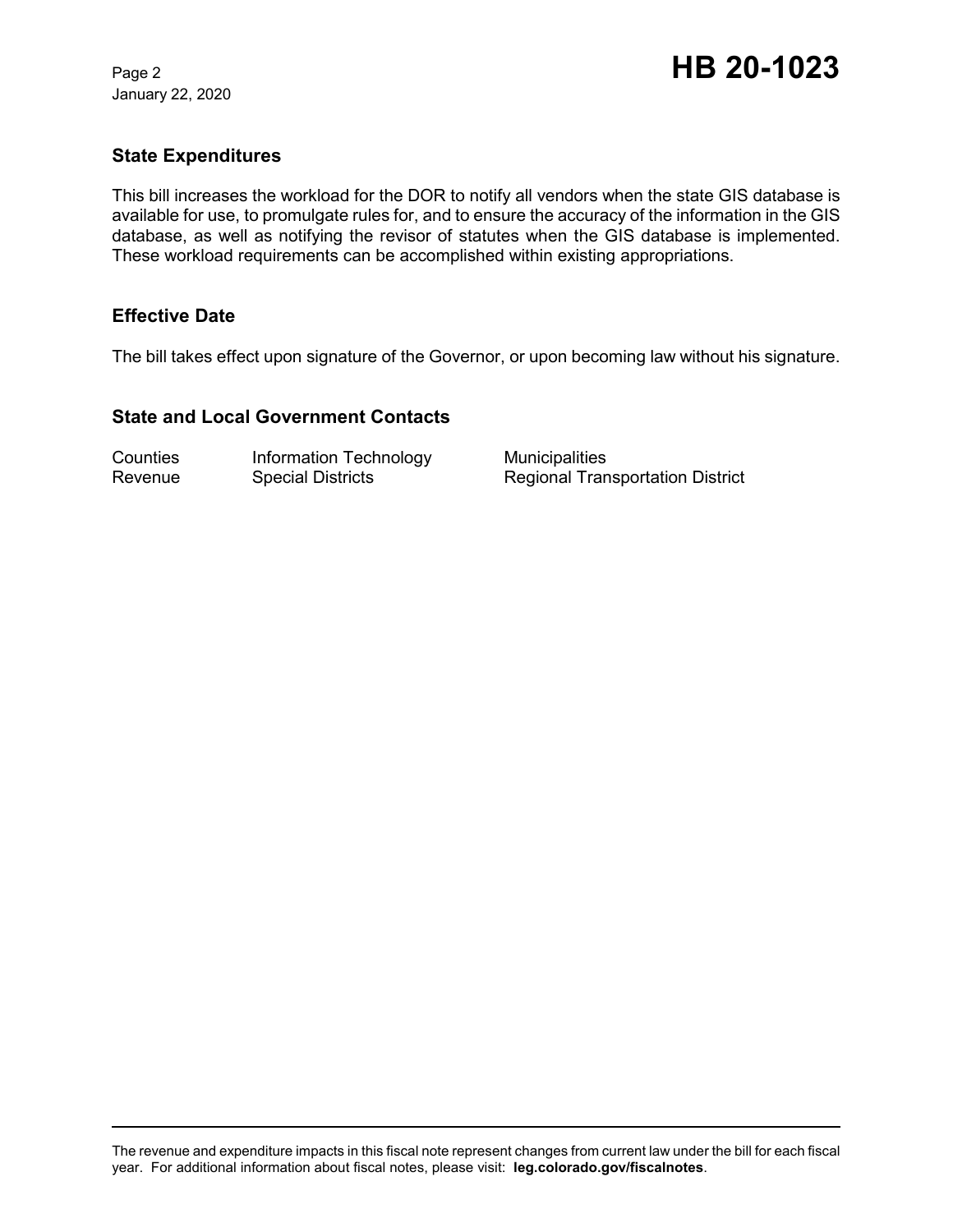## State Expenditures

This bill increases the workload for the DOR to notify all vendors when the state GIS database is available for use, to promulgate rules for, and to ensure the accuracy of the information in the GIS database, as well as notifying the revisor of statutes when the GIS database is implemented. These workload requirements can be accomplished within existing appropriations.

## Effective Date

The bill takes effect upon signature of the Governor, or upon becoming law without his signature.

## State and Local Government Contacts

| | | |
|---|---|---|
| Counties | Information Technology | Municipalities |
| Revenue | Special Districts | Regional Transportation District |

The revenue and expenditure impacts in this fiscal note represent changes from current law under the bill for each fiscal year. For additional information about fiscal notes, please visit: **leg.colorado.gov/fiscalnotes**.